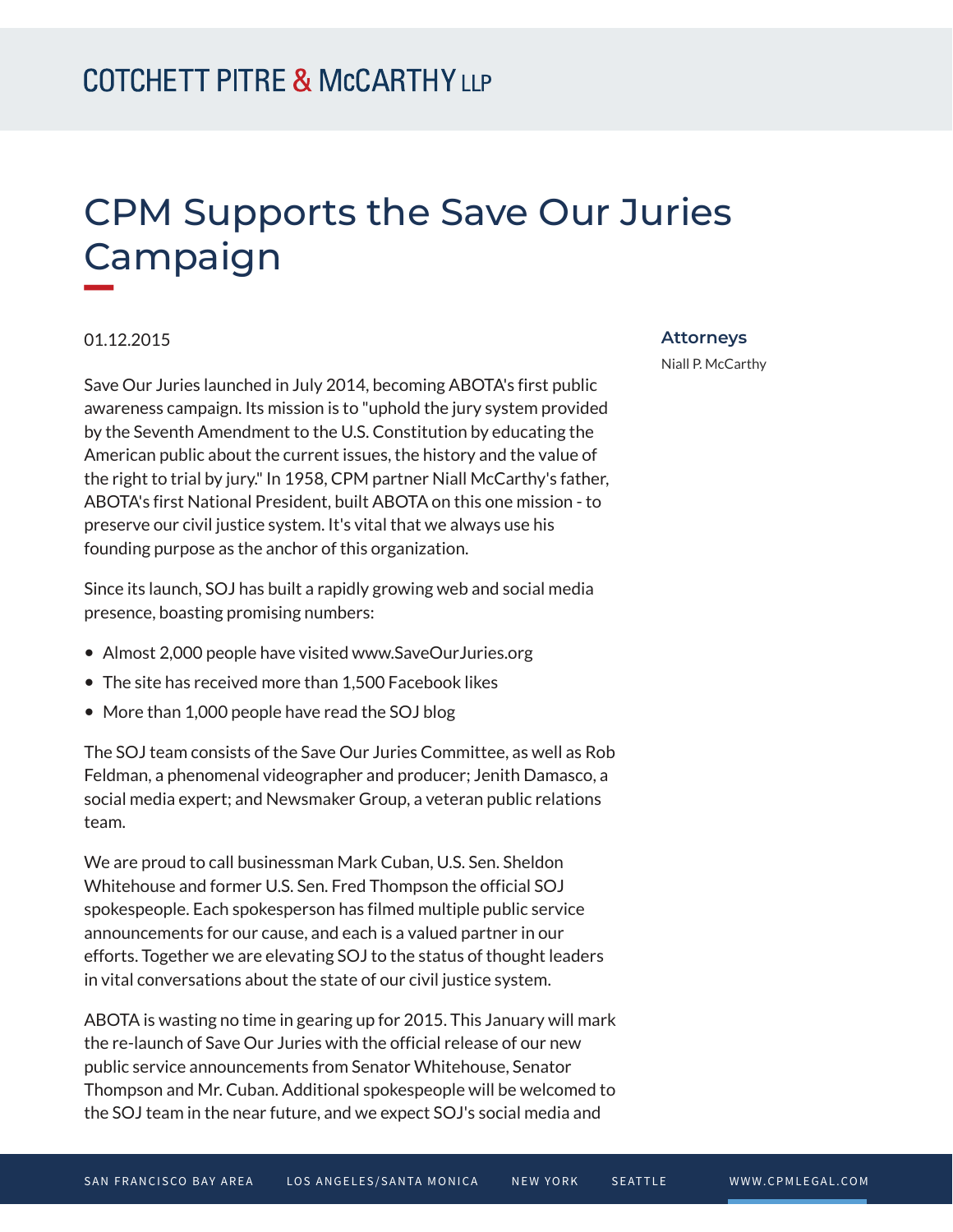# CPM Supports the Save Our Juries Campaign

01.12.2015

**Attorneys**

Niall P. McCarthy

Save Our Juries launched in July 2014, becoming ABOTA's first public awareness campaign. Its mission is to "uphold the jury system provided by the Seventh Amendment to the U.S. Constitution by educating the American public about the current issues, the history and the value of the right to trial by jury." In 1958, CPM partner Niall McCarthy's father, ABOTA's first National President, built ABOTA on this one mission - to preserve our civil justice system. It's vital that we always use his founding purpose as the anchor of this organization.

Since its launch, SOJ has built a rapidly growing web and social media presence, boasting promising numbers:

- Almost 2,000 people have visited www.SaveOurJuries.org
- The site has received more than 1,500 Facebook likes
- More than 1,000 people have read the SOJ blog

The SOJ team consists of the Save Our Juries Committee, as well as Rob Feldman, a phenomenal videographer and producer; Jenith Damasco, a social media expert; and Newsmaker Group, a veteran public relations team.

We are proud to call businessman Mark Cuban, U.S. Sen. Sheldon Whitehouse and former U.S. Sen. Fred Thompson the official SOJ spokespeople. Each spokesperson has filmed multiple public service announcements for our cause, and each is a valued partner in our efforts. Together we are elevating SOJ to the status of thought leaders in vital conversations about the state of our civil justice system.

ABOTA is wasting no time in gearing up for 2015. This January will mark the re-launch of Save Our Juries with the official release of our new public service announcements from Senator Whitehouse, Senator Thompson and Mr. Cuban. Additional spokespeople will be welcomed to the SOJ team in the near future, and we expect SOJ's social media and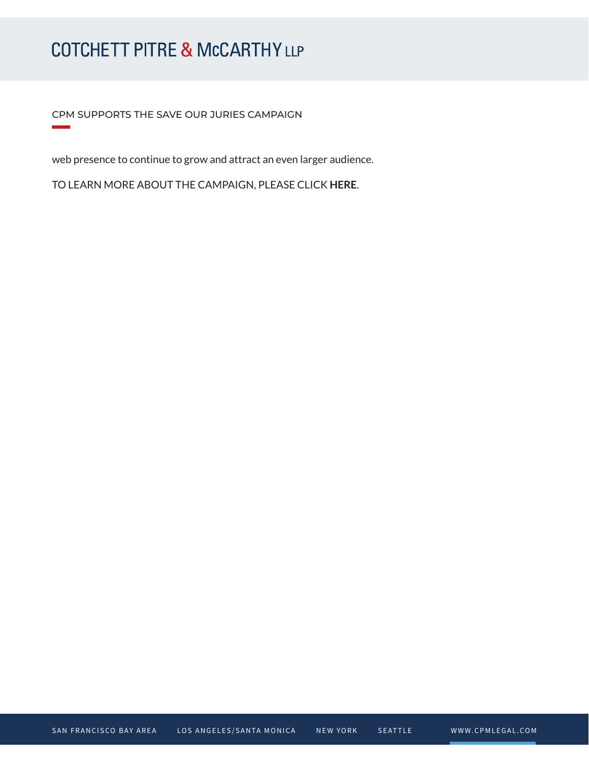web presence to continue to grow and attract an even larger audience.

TO LEARN MORE ABOUT THE CAMPAIGN, PLEASE CLICK **HERE**.